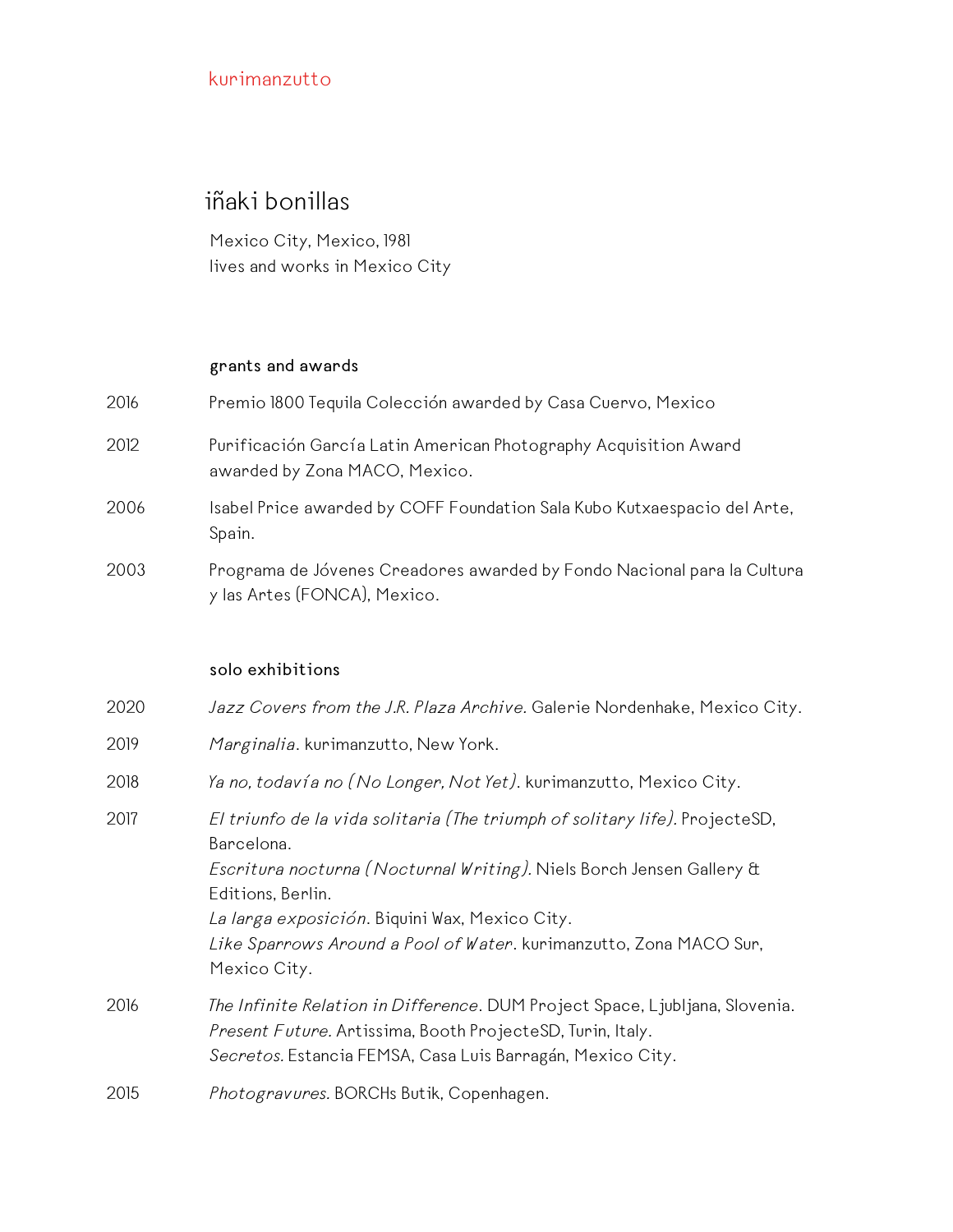kurimanzutto

# iñaki bonillas

Mexico City, Mexico, 1981
lives and works in Mexico City

## grants and awards

2016 Premio 1800 Tequila Colección awarded by Casa Cuervo, Mexico

2012 Purificación García Latin American Photography Acquisition Award awarded by Zona MACO, Mexico.

2006 Isabel Price awarded by COFF Foundation Sala Kubo Kutxaespacio del Arte, Spain.

2003 Programa de Jóvenes Creadores awarded by Fondo Nacional para la Cultura y las Artes (FONCA), Mexico.

## solo exhibitions

2020 *Jazz Covers from the J.R. Plaza Archive.* Galerie Nordenhake, Mexico City.

2019 *Marginalia*. kurimanzutto, New York.

2018 *Ya no, todavía no (No Longer, Not Yet).* kurimanzutto, Mexico City.

2017 *El triunfo de la vida solitaria (The triumph of solitary life).* ProjecteSD, Barcelona.
*Escritura nocturna (Nocturnal Writing).* Niels Borch Jensen Gallery & Editions, Berlin.
*La larga exposición*. Biquini Wax, Mexico City.
*Like Sparrows Around a Pool of Water*. kurimanzutto, Zona MACO Sur, Mexico City.

2016 *The Infinite Relation in Difference*. DUM Project Space, Ljubljana, Slovenia.
*Present Future.* Artissima, Booth ProjecteSD, Turin, Italy.
*Secretos.* Estancia FEMSA, Casa Luis Barragán, Mexico City.

2015 *Photogravures.* BORCHs Butik, Copenhagen.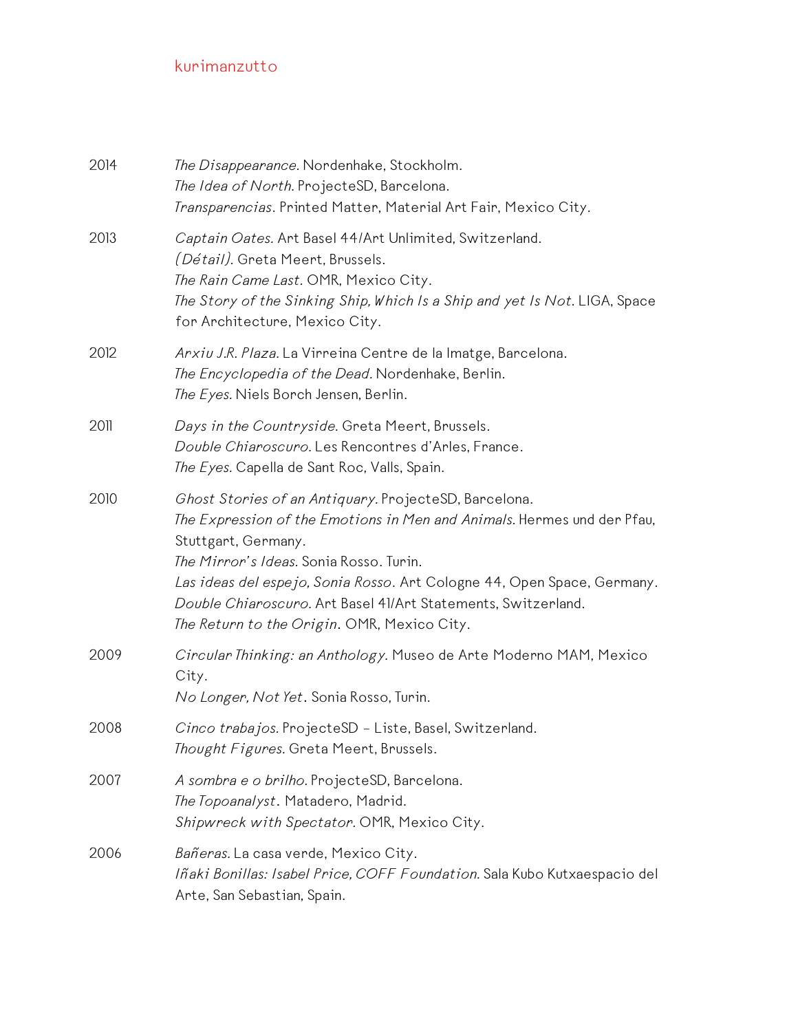2014

*The Disappearance.* Nordenhake, Stockholm.
*The Idea of North.* ProjecteSD, Barcelona.
*Transparencias.* Printed Matter, Material Art Fair, Mexico City.

2013

*Captain Oates.* Art Basel 44/Art Unlimited, Switzerland.
*(Détail).* Greta Meert, Brussels.
*The Rain Came Last.* OMR, Mexico City.
*The Story of the Sinking Ship, Which Is a Ship and yet Is Not.* LIGA, Space for Architecture, Mexico City.

2012

*Arxiu J.R. Plaza.* La Virreina Centre de la Imatge, Barcelona.
*The Encyclopedia of the Dead.* Nordenhake, Berlin.
*The Eyes.* Niels Borch Jensen, Berlin.

2011

*Days in the Countryside.* Greta Meert, Brussels.
*Double Chiaroscuro.* Les Rencontres d'Arles, France.
*The Eyes.* Capella de Sant Roc, Valls, Spain.

2010

*Ghost Stories of an Antiquary.* ProjecteSD, Barcelona.
*The Expression of the Emotions in Men and Animals.* Hermes und der Pfau, Stuttgart, Germany.
*The Mirror's Ideas.* Sonia Rosso. Turin.
*Las ideas del espejo, Sonia Rosso.* Art Cologne 44, Open Space, Germany.
*Double Chiaroscuro.* Art Basel 41/Art Statements, Switzerland.
*The Return to the Origin.* OMR, Mexico City.

2009

*Circular Thinking: an Anthology.* Museo de Arte Moderno MAM, Mexico City.
*No Longer, Not Yet.* Sonia Rosso, Turin.

2008

*Cinco trabajos.* ProjecteSD – Liste, Basel, Switzerland.
*Thought Figures.* Greta Meert, Brussels.

2007

*A sombra e o brilho.* ProjecteSD, Barcelona.
*The Topoanalyst.* Matadero, Madrid.
*Shipwreck with Spectator.* OMR, Mexico City.

2006

*Bañeras.* La casa verde, Mexico City.
*Iñaki Bonillas: Isabel Price, COFF Foundation.* Sala Kubo Kutxaespacio del Arte, San Sebastian, Spain.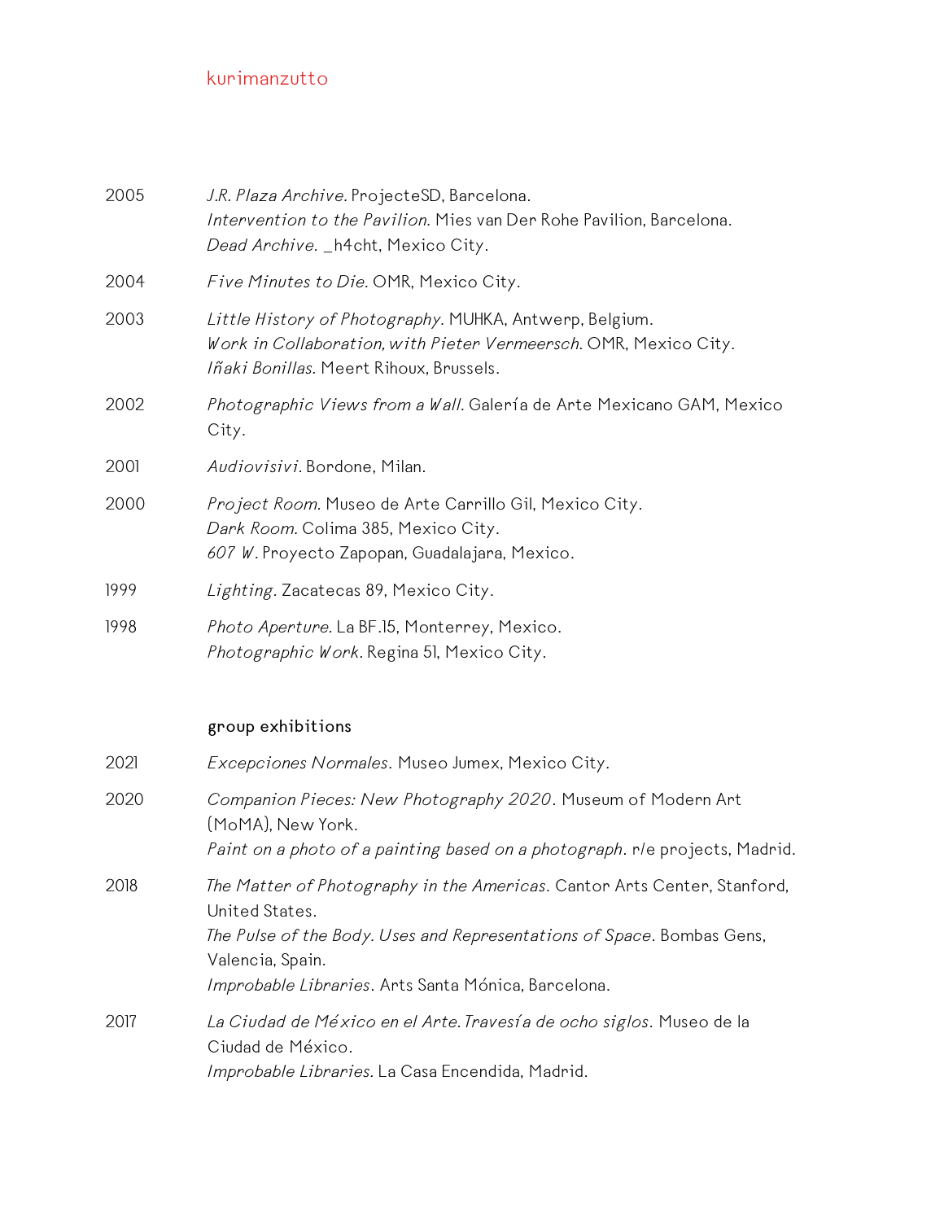2005 *J.R. Plaza Archive.* ProjecteSD, Barcelona.
*Intervention to the Pavilion.* Mies van Der Rohe Pavilion, Barcelona.
*Dead Archive.* _h4cht, Mexico City.

2004 *Five Minutes to Die.* OMR, Mexico City.

2003 *Little History of Photography.* MUHKA, Antwerp, Belgium.
*Work in Collaboration, with Pieter Vermeersch.* OMR, Mexico City.
*Iñaki Bonillas.* Meert Rihoux, Brussels.

2002 *Photographic Views from a Wall.* Galería de Arte Mexicano GAM, Mexico City.

2001 *Audiovisivi.* Bordone, Milan.

2000 *Project Room.* Museo de Arte Carrillo Gil, Mexico City.
*Dark Room.* Colima 385, Mexico City.
*607 W.* Proyecto Zapopan, Guadalajara, Mexico.

1999 *Lighting.* Zacatecas 89, Mexico City.

1998 *Photo Aperture.* La BF.15, Monterrey, Mexico.
*Photographic Work.* Regina 51, Mexico City.

## group exhibitions

2021 *Excepciones Normales*. Museo Jumex, Mexico City.

2020 *Companion Pieces: New Photography 2020*. Museum of Modern Art (MoMA), New York.
*Paint on a photo of a painting based on a photograph*. r/e projects, Madrid.

2018 *The Matter of Photography in the Americas*. Cantor Arts Center, Stanford, United States.
*The Pulse of the Body. Uses and Representations of Space*. Bombas Gens, Valencia, Spain.
*Improbable Libraries*. Arts Santa Mónica, Barcelona.

2017 *La Ciudad de México en el Arte. Travesía de ocho siglos*. Museo de la Ciudad de México.
*Improbable Libraries.* La Casa Encendida, Madrid.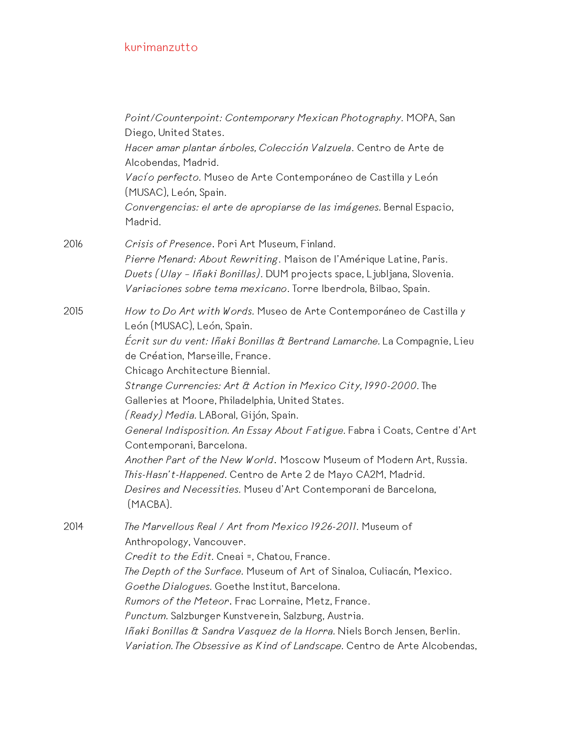*Point/Counterpoint: Contemporary Mexican Photography.* MOPA, San Diego, United States.
*Hacer amar plantar árboles, Colección Valzuela*. Centro de Arte de Alcobendas, Madrid.
*Vacío perfecto.* Museo de Arte Contemporáneo de Castilla y León (MUSAC), León, Spain.
*Convergencias: el arte de apropiarse de las imágenes.* Bernal Espacio, Madrid.

2016

*Crisis of Presence*. Pori Art Museum, Finland.
*Pierre Menard: About Rewriting*. Maison de l'Amérique Latine, Paris.
*Duets (Ulay – Iñaki Bonillas)*. DUM projects space, Ljubljana, Slovenia.
*Variaciones sobre tema mexicano*. Torre Iberdrola, Bilbao, Spain.

2015

*How to Do Art with Words.* Museo de Arte Contemporáneo de Castilla y León (MUSAC), León, Spain.
*Écrit sur du vent: Iñaki Bonillas & Bertrand Lamarche.* La Compagnie, Lieu de Création, Marseille, France.
Chicago Architecture Biennial.
*Strange Currencies: Art & Action in Mexico City, 1990-2000.* The Galleries at Moore, Philadelphia, United States.
*(Ready) Media.* LABoral, Gijón, Spain.
*General Indisposition. An Essay About Fatigue.* Fabra i Coats, Centre d'Art Contemporani, Barcelona.
*Another Part of the New World*. Moscow Museum of Modern Art, Russia.
*This-Hasn't-Happened*. Centro de Arte 2 de Mayo CA2M, Madrid.
*Desires and Necessities.* Museu d'Art Contemporani de Barcelona, (MACBA).

2014

*The Marvellous Real / Art from Mexico 1926-2011.* Museum of Anthropology, Vancouver.
*Credit to the Edit.* Cneai =, Chatou, France.
*The Depth of the Surface.* Museum of Art of Sinaloa, Culiacán, Mexico.
*Goethe Dialogues.* Goethe Institut, Barcelona.
*Rumors of the Meteor*. Frac Lorraine, Metz, France.
*Punctum.* Salzburger Kunstverein, Salzburg, Austria.
*Iñaki Bonillas & Sandra Vasquez de la Horra.* Niels Borch Jensen, Berlin.
*Variation. The Obsessive as Kind of Landscape.* Centro de Arte Alcobendas,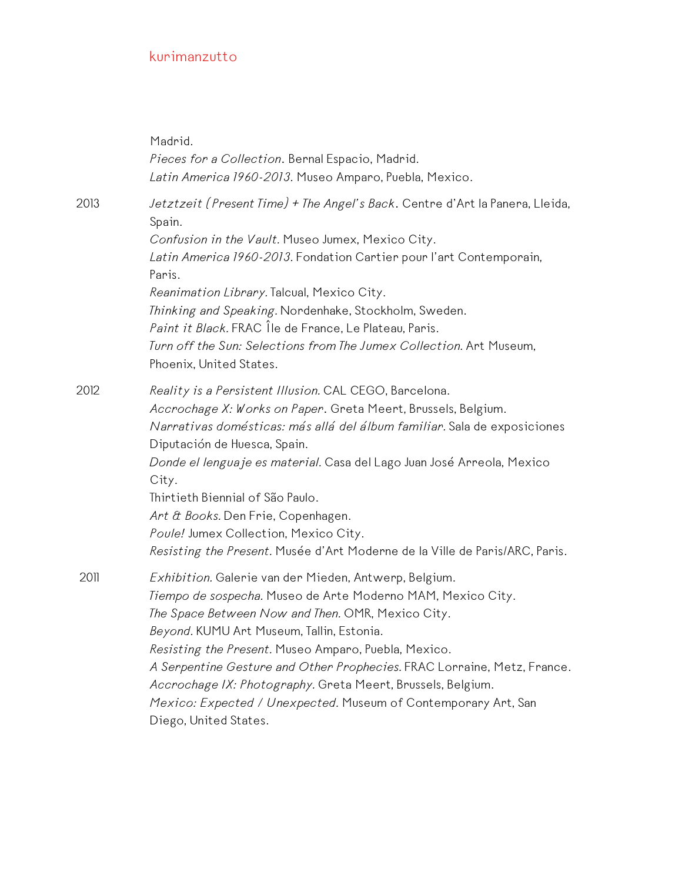Madrid.
*Pieces for a Collection*. Bernal Espacio, Madrid.
*Latin America 1960-2013.* Museo Amparo, Puebla, Mexico.

2013

*Jetztzeit (Present Time) + The Angel's Back*. Centre d'Art la Panera, Lleida, Spain.
*Confusion in the Vault.* Museo Jumex, Mexico City.
*Latin America 1960-2013.* Fondation Cartier pour l'art Contemporain, Paris.
*Reanimation Library.* Talcual, Mexico City.
*Thinking and Speaking.* Nordenhake, Stockholm, Sweden.
*Paint it Black.* FRAC Île de France, Le Plateau, Paris.
*Turn off the Sun: Selections from The Jumex Collection.* Art Museum, Phoenix, United States.

2012

*Reality is a Persistent Illusion.* CAL CEGO, Barcelona.
*Accrochage X: Works on Paper*. Greta Meert, Brussels, Belgium.
*Narrativas domésticas: más allá del álbum familiar.* Sala de exposiciones Diputación de Huesca, Spain.
*Donde el lenguaje es material.* Casa del Lago Juan José Arreola, Mexico City.
Thirtieth Biennial of São Paulo.
*Art & Books.* Den Frie, Copenhagen.
*Poule!* Jumex Collection, Mexico City.
*Resisting the Present.* Musée d'Art Moderne de la Ville de Paris/ARC, Paris.

2011

*Exhibition.* Galerie van der Mieden, Antwerp, Belgium.
*Tiempo de sospecha.* Museo de Arte Moderno MAM, Mexico City.
*The Space Between Now and Then.* OMR, Mexico City.
*Beyond*. KUMU Art Museum, Tallin, Estonia.
*Resisting the Present.* Museo Amparo, Puebla, Mexico.
*A Serpentine Gesture and Other Prophecies.* FRAC Lorraine, Metz, France.
*Accrochage IX: Photography.* Greta Meert, Brussels, Belgium.
*Mexico: Expected / Unexpected.* Museum of Contemporary Art, San Diego, United States.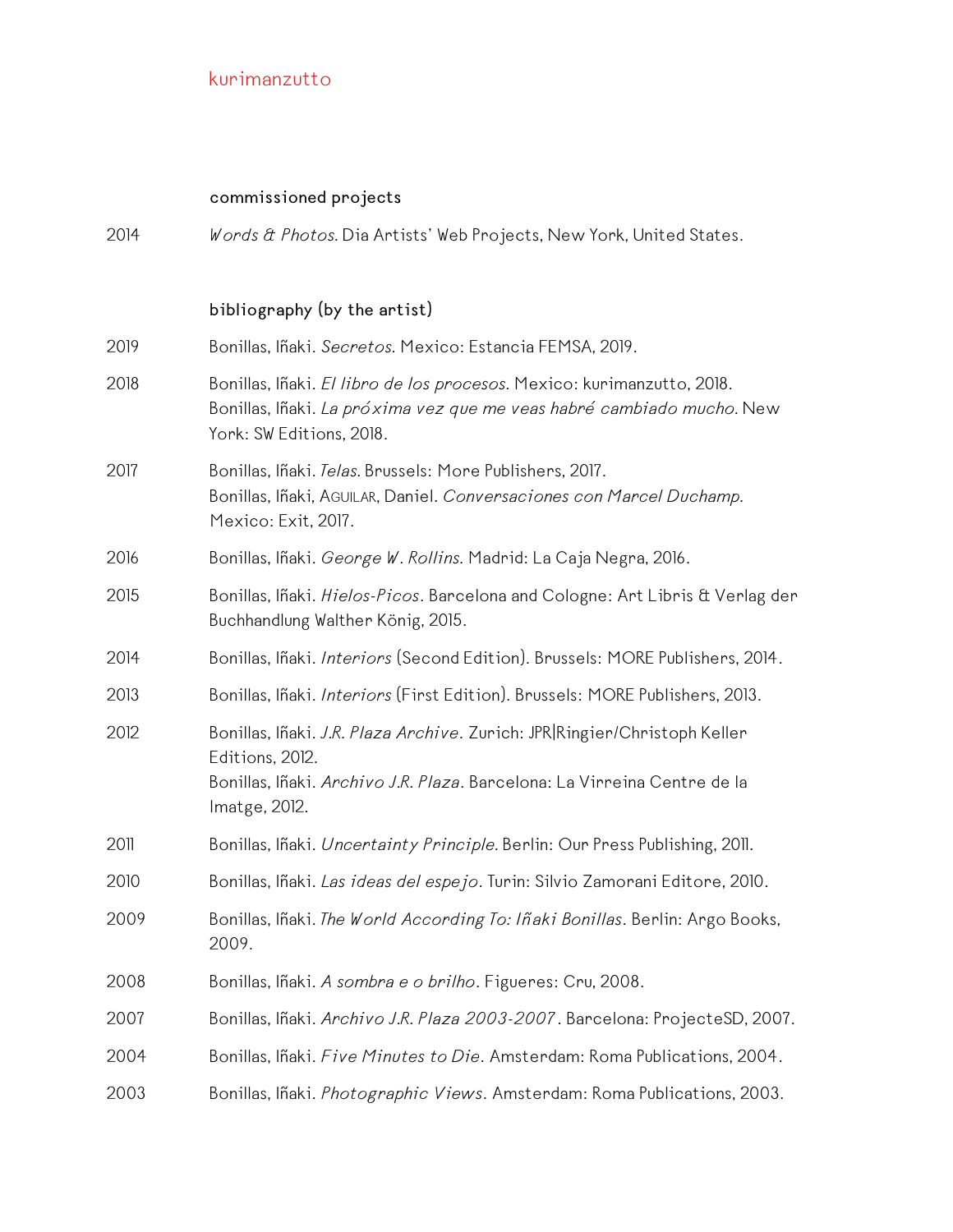## commissioned projects

2014 — *Words & Photos.* Dia Artists' Web Projects, New York, United States.

## bibliography (by the artist)

2019 — Bonillas, Iñaki. *Secretos.* Mexico: Estancia FEMSA, 2019.

2018 — Bonillas, Iñaki. *El libro de los procesos.* Mexico: kurimanzutto, 2018.
Bonillas, Iñaki. *La próxima vez que me veas habré cambiado mucho.* New York: SW Editions, 2018.

2017 — Bonillas, Iñaki. *Telas.* Brussels: More Publishers, 2017.
Bonillas, Iñaki, Aguilar, Daniel. *Conversaciones con Marcel Duchamp.* Mexico: Exit, 2017.

2016 — Bonillas, Iñaki. *George W. Rollins.* Madrid: La Caja Negra, 2016.

2015 — Bonillas, Iñaki. *Hielos-Picos*. Barcelona and Cologne: Art Libris & Verlag der Buchhandlung Walther König, 2015.

2014 — Bonillas, Iñaki. *Interiors* (Second Edition). Brussels: MORE Publishers, 2014.

2013 — Bonillas, Iñaki. *Interiors* (First Edition). Brussels: MORE Publishers, 2013.

2012 — Bonillas, Iñaki. *J.R. Plaza Archive*. Zurich: JPR|Ringier/Christoph Keller Editions, 2012.
Bonillas, Iñaki. *Archivo J.R. Plaza*. Barcelona: La Virreina Centre de la Imatge, 2012.

2011 — Bonillas, Iñaki. *Uncertainty Principle.* Berlin: Our Press Publishing, 2011.

2010 — Bonillas, Iñaki. *Las ideas del espejo*. Turin: Silvio Zamorani Editore, 2010.

2009 — Bonillas, Iñaki. *The World According To: Iñaki Bonillas*. Berlin: Argo Books, 2009.

2008 — Bonillas, Iñaki. *A sombra e o brilho*. Figueres: Cru, 2008.

2007 — Bonillas, Iñaki. *Archivo J.R. Plaza 2003-2007*. Barcelona: ProjecteSD, 2007.

2004 — Bonillas, Iñaki. *Five Minutes to Die*. Amsterdam: Roma Publications, 2004.

2003 — Bonillas, Iñaki. *Photographic Views*. Amsterdam: Roma Publications, 2003.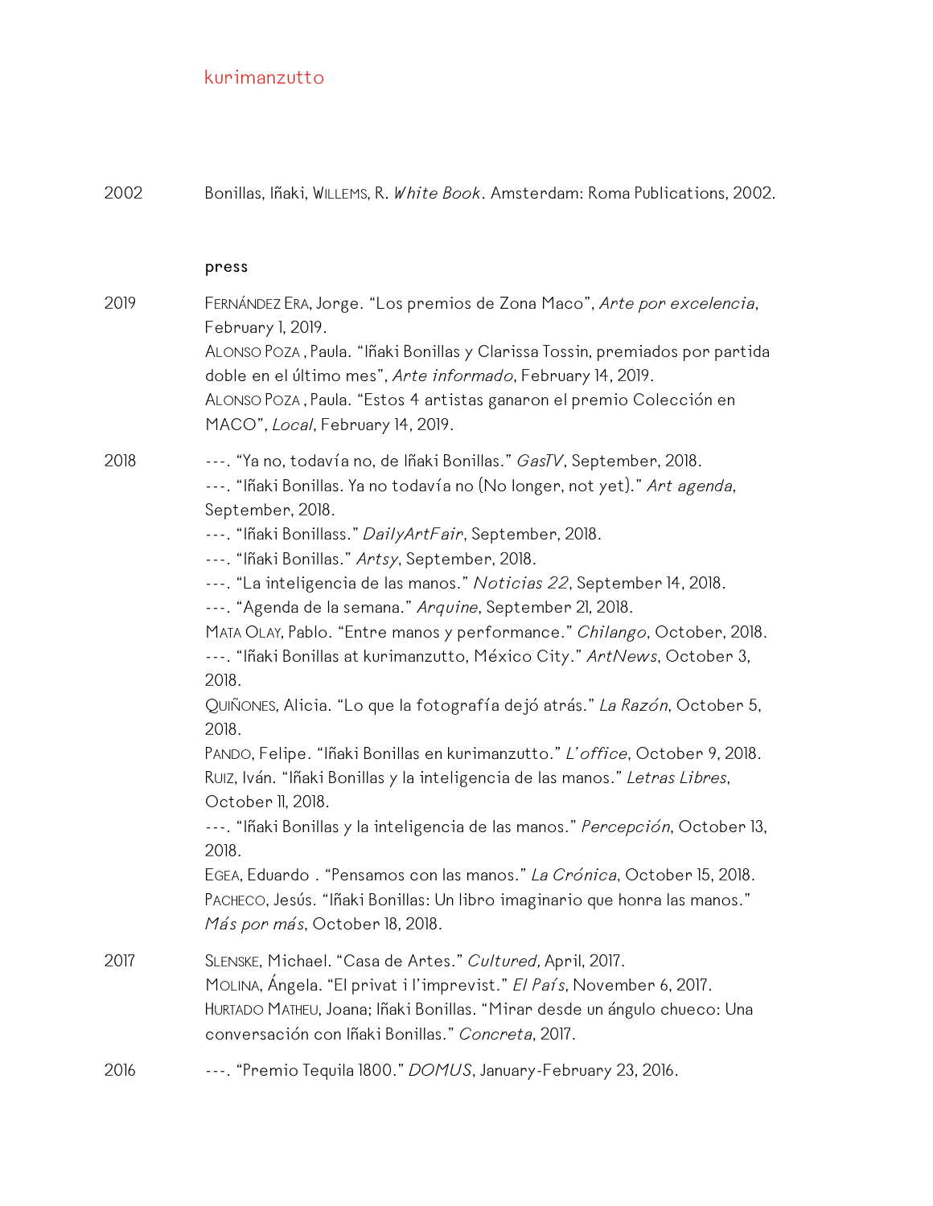2002 Bonillas, Iñaki, Willems, R. *White Book*. Amsterdam: Roma Publications, 2002.

## press

**2019**

Fernández Era, Jorge. "Los premios de Zona Maco", *Arte por excelencia*, February 1, 2019.

Alonso Poza , Paula. "Iñaki Bonillas y Clarissa Tossin, premiados por partida doble en el último mes", *Arte informado*, February 14, 2019.

Alonso Poza , Paula. "Estos 4 artistas ganaron el premio Colección en MACO", *Local*, February 14, 2019.

**2018**

---. "Ya no, todavía no, de Iñaki Bonillas." *GasTV*, September, 2018.

---. "Iñaki Bonillas. Ya no todavía no (No longer, not yet)." *Art agenda*, September, 2018.

---. "Iñaki Bonillass." *DailyArtFair*, September, 2018.

---. "Iñaki Bonillas." *Artsy*, September, 2018.

---. "La inteligencia de las manos." *Noticias 22*, September 14, 2018.

---. "Agenda de la semana." *Arquine*, September 21, 2018.

Mata Olay, Pablo. "Entre manos y performance." *Chilango*, October, 2018.

---. "Iñaki Bonillas at kurimanzutto, México City." *ArtNews*, October 3, 2018.

Quiñones, Alicia. "Lo que la fotografía dejó atrás." *La Razón*, October 5, 2018.

Pando, Felipe. "Iñaki Bonillas en kurimanzutto." *L'office*, October 9, 2018.

Ruiz, Iván. "Iñaki Bonillas y la inteligencia de las manos." *Letras Libres*, October 11, 2018.

---. "Iñaki Bonillas y la inteligencia de las manos." *Percepción*, October 13, 2018.

Egea, Eduardo . "Pensamos con las manos." *La Crónica*, October 15, 2018.

Pacheco, Jesús. "Iñaki Bonillas: Un libro imaginario que honra las manos." *Más por más*, October 18, 2018.

**2017**

Slenske, Michael. "Casa de Artes." *Cultured,* April, 2017.

Molina, Ángela. "El privat i l'imprevist." *El País*, November 6, 2017.

Hurtado Matheu, Joana; Iñaki Bonillas. "Mirar desde un ángulo chueco: Una conversación con Iñaki Bonillas." *Concreta*, 2017.

**2016**

---. "Premio Tequila 1800." *DOMUS*, January-February 23, 2016.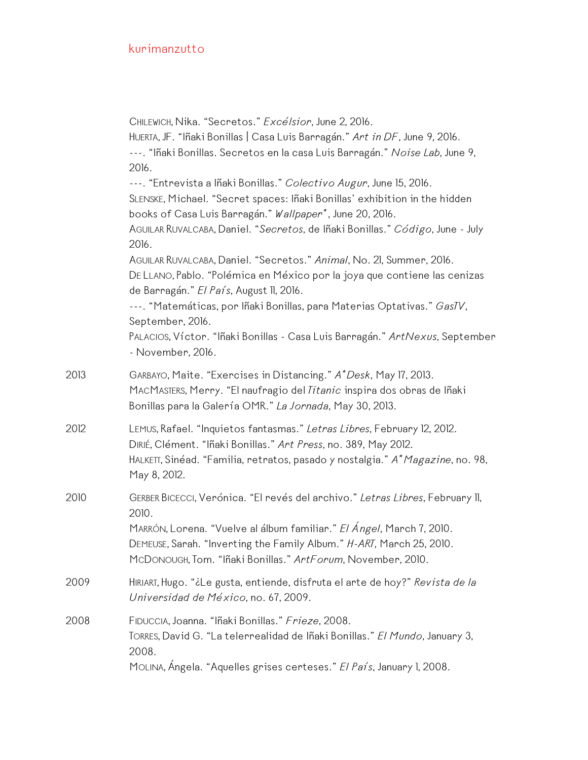Chilewich, Nika. “Secretos.” *Excélsior*, June 2, 2016.
Huerta, JF. “Iñaki Bonillas | Casa Luis Barragán.” *Art in DF*, June 9, 2016.
---. “Iñaki Bonillas. Secretos en la casa Luis Barragán.” *Noise Lab*, June 9, 2016.
---. “Entrevista a Iñaki Bonillas.” *Colectivo Augur*, June 15, 2016.
Slenske, Michael. “Secret spaces: Iñaki Bonillas’ exhibition in the hidden books of Casa Luis Barragán.” *Wallpaper**, June 20, 2016.
Aguilar Ruvalcaba, Daniel. “*Secretos*, de Iñaki Bonillas.” *Código*, June - July 2016.
Aguilar Ruvalcaba, Daniel. “Secretos.” *Animal*, No. 21, Summer, 2016.
De Llano, Pablo. “Polémica en México por la joya que contiene las cenizas de Barragán.” *El País*, August 11, 2016.
---. “Matemáticas, por Iñaki Bonillas, para Materias Optativas.” *GasTV*, September, 2016.
Palacios, Víctor. “Iñaki Bonillas - Casa Luis Barragán.” *ArtNexus*, September - November, 2016.

2013
Garbayo, Maite. “Exercises in Distancing.” *A*Desk*, May 17, 2013.
MacMasters, Merry. “El naufragio del *Titanic* inspira dos obras de Iñaki Bonillas para la Galería OMR.” *La Jornada*, May 30, 2013.

2012
Lemus, Rafael. “Inquietos fantasmas.” *Letras Libres*, February 12, 2012.
Dirié, Clément. “Iñaki Bonillas.” *Art Press*, no. 389, May 2012.
Halkett, Sinéad. “Familia, retratos, pasado y nostalgia.” *A*Magazine*, no. 98, May 8, 2012.

2010
Gerber Bicecci, Verónica. “El revés del archivo.” *Letras Libres*, February 11, 2010.
Marrón, Lorena. “Vuelve al álbum familiar.” *El Ángel*, March 7, 2010.
Demeuse, Sarah. “Inverting the Family Album.” *H-ART*, March 25, 2010.
McDonough, Tom. “Iñaki Bonillas.” *ArtForum*, November, 2010.

2009
Hiriart, Hugo. “¿Le gusta, entiende, disfruta el arte de hoy?” *Revista de la Universidad de México*, no. 67, 2009.

2008
Fiduccia, Joanna. “Iñaki Bonillas.” *Frieze*, 2008.
Torres, David G. “La telerrealidad de Iñaki Bonillas.” *El Mundo*, January 3, 2008.
Molina, Ángela. “Aquelles grises certeses.” *El País*, January 1, 2008.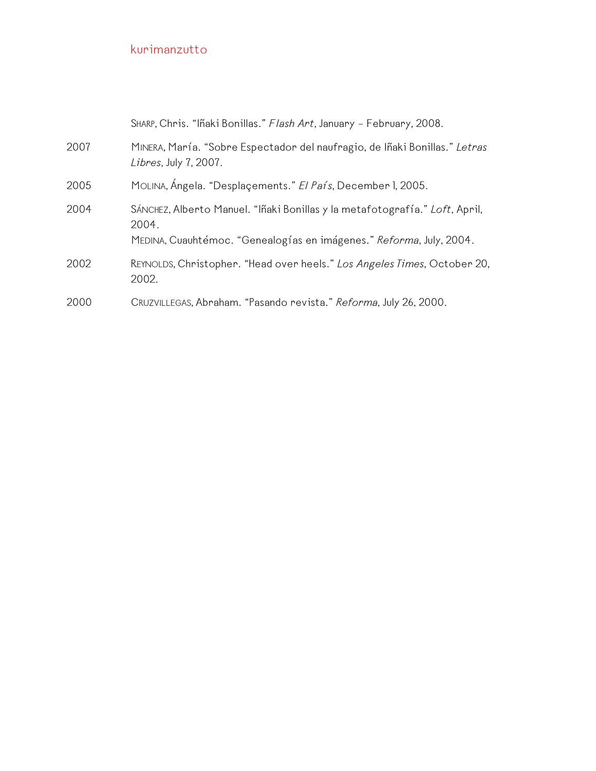SHARP, Chris. “Iñaki Bonillas.” *Flash Art*, January – February, 2008.

2007 MINERA, María. “Sobre Espectador del naufragio, de Iñaki Bonillas.” *Letras Libres*, July 7, 2007.

2005 MOLINA, Ángela. “Desplaçements.” *El País*, December 1, 2005.

2004 SÁNCHEZ, Alberto Manuel. “Iñaki Bonillas y la metafotografía.” *Loft*, April, 2004.
MEDINA, Cuauhtémoc. “Genealogías en imágenes.” *Reforma*, July, 2004.

2002 REYNOLDS, Christopher. “Head over heels.” *Los Angeles Times*, October 20, 2002.

2000 CRUZVILLEGAS, Abraham. “Pasando revista.” *Reforma*, July 26, 2000.